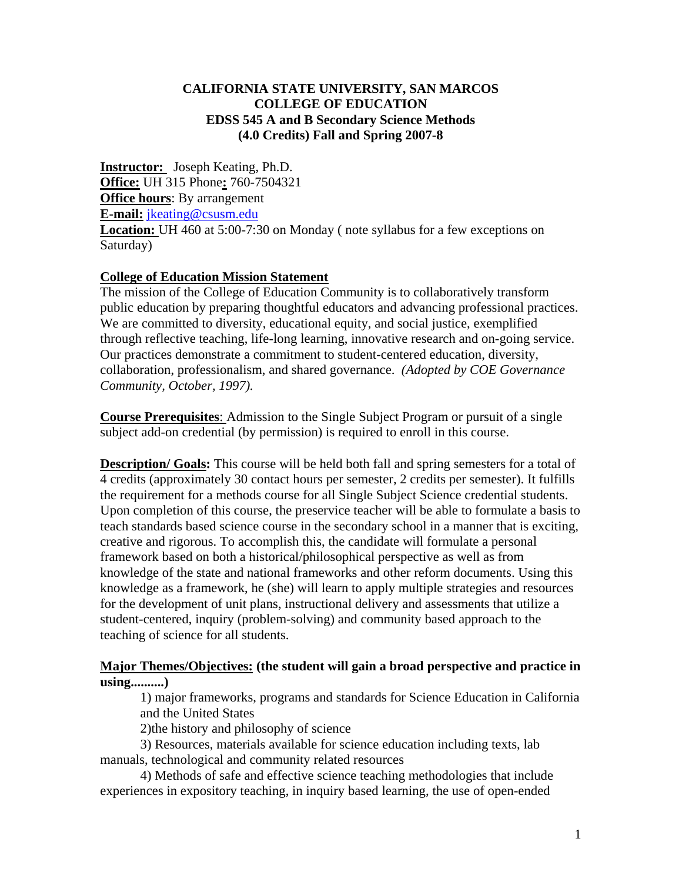**CALIFORNIA STATE UNIVERSITY, SAN MARCOS**
**COLLEGE OF EDUCATION**
**EDSS 545 A and B Secondary Science Methods**
**(4.0 Credits) Fall and Spring 2007-8**

**Instructor:** Joseph Keating, Ph.D.
**Office:** UH 315 Phone**:** 760-7504321
**Office hours**: By arrangement
**E-mail:** jkeating@csusm.edu
**Location:** UH 460 at 5:00-7:30 on Monday ( note syllabus for a few exceptions on Saturday)

**College of Education Mission Statement**

The mission of the College of Education Community is to collaboratively transform public education by preparing thoughtful educators and advancing professional practices. We are committed to diversity, educational equity, and social justice, exemplified through reflective teaching, life-long learning, innovative research and on-going service. Our practices demonstrate a commitment to student-centered education, diversity, collaboration, professionalism, and shared governance. *(Adopted by COE Governance Community, October, 1997).*

**Course Prerequisites**: Admission to the Single Subject Program or pursuit of a single subject add-on credential (by permission) is required to enroll in this course.

**Description/ Goals:** This course will be held both fall and spring semesters for a total of 4 credits (approximately 30 contact hours per semester, 2 credits per semester). It fulfills the requirement for a methods course for all Single Subject Science credential students. Upon completion of this course, the preservice teacher will be able to formulate a basis to teach standards based science course in the secondary school in a manner that is exciting, creative and rigorous. To accomplish this, the candidate will formulate a personal framework based on both a historical/philosophical perspective as well as from knowledge of the state and national frameworks and other reform documents. Using this knowledge as a framework, he (she) will learn to apply multiple strategies and resources for the development of unit plans, instructional delivery and assessments that utilize a student-centered, inquiry (problem-solving) and community based approach to the teaching of science for all students.

**Major Themes/Objectives: (the student will gain a broad perspective and practice in using..........)**

1) major frameworks, programs and standards for Science Education in California and the United States

2)the history and philosophy of science

3) Resources, materials available for science education including texts, lab manuals, technological and community related resources

4) Methods of safe and effective science teaching methodologies that include experiences in expository teaching, in inquiry based learning, the use of open-ended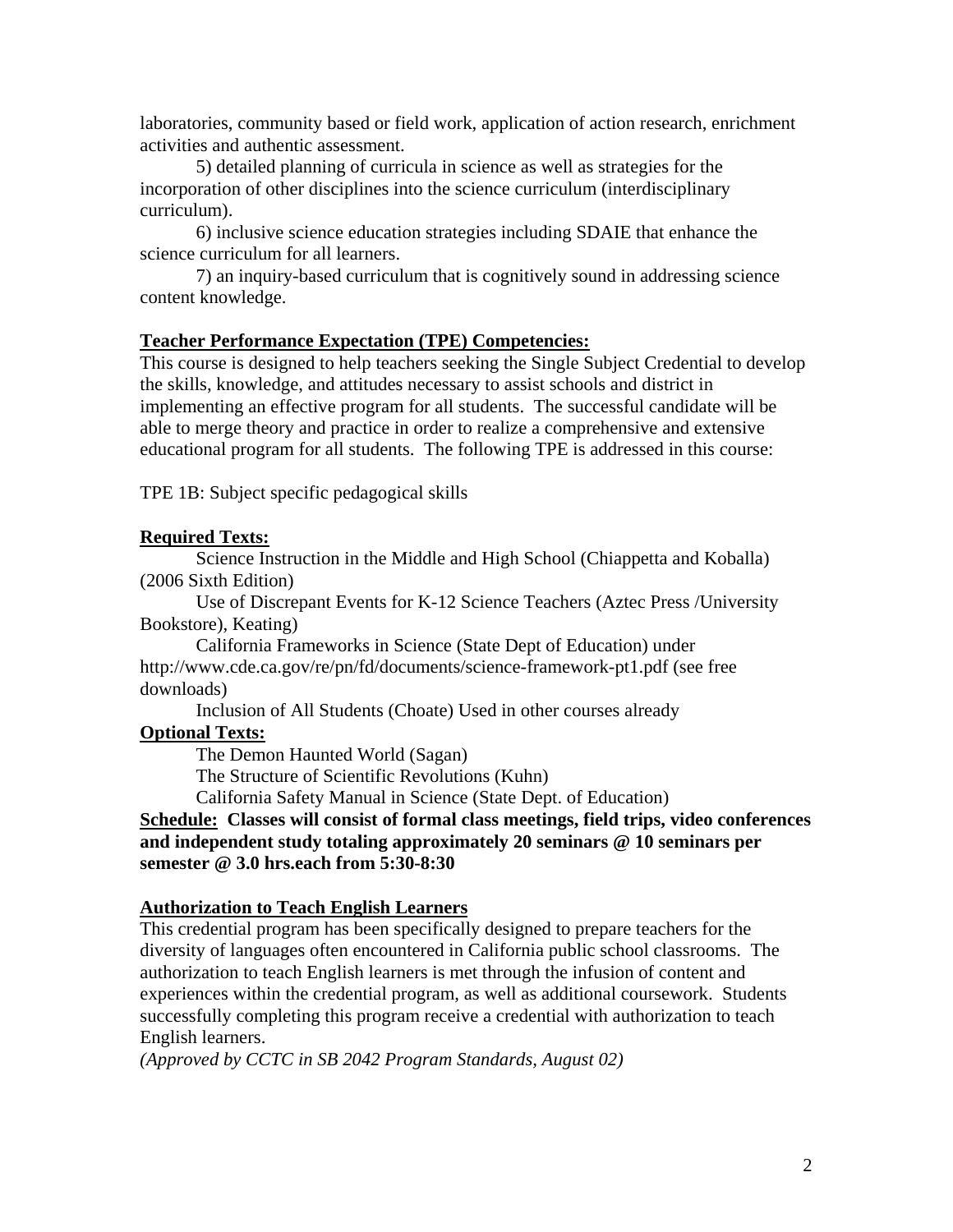laboratories, community based or field work, application of action research, enrichment activities and authentic assessment.

5) detailed planning of curricula in science as well as strategies for the incorporation of other disciplines into the science curriculum (interdisciplinary curriculum).

6) inclusive science education strategies including SDAIE that enhance the science curriculum for all learners.

7) an inquiry-based curriculum that is cognitively sound in addressing science content knowledge.

**Teacher Performance Expectation (TPE) Competencies:**

This course is designed to help teachers seeking the Single Subject Credential to develop the skills, knowledge, and attitudes necessary to assist schools and district in implementing an effective program for all students. The successful candidate will be able to merge theory and practice in order to realize a comprehensive and extensive educational program for all students. The following TPE is addressed in this course:

TPE 1B: Subject specific pedagogical skills

**Required Texts:**

Science Instruction in the Middle and High School (Chiappetta and Koballa) (2006 Sixth Edition)

Use of Discrepant Events for K-12 Science Teachers (Aztec Press /University Bookstore), Keating)

California Frameworks in Science (State Dept of Education) under http://www.cde.ca.gov/re/pn/fd/documents/science-framework-pt1.pdf (see free downloads)

Inclusion of All Students (Choate) Used in other courses already

**Optional Texts:**

The Demon Haunted World (Sagan)

The Structure of Scientific Revolutions (Kuhn)

California Safety Manual in Science (State Dept. of Education)

**Schedule: Classes will consist of formal class meetings, field trips, video conferences and independent study totaling approximately 20 seminars @ 10 seminars per semester @ 3.0 hrs.each from 5:30-8:30**

**Authorization to Teach English Learners**

This credential program has been specifically designed to prepare teachers for the diversity of languages often encountered in California public school classrooms. The authorization to teach English learners is met through the infusion of content and experiences within the credential program, as well as additional coursework. Students successfully completing this program receive a credential with authorization to teach English learners.

*(Approved by CCTC in SB 2042 Program Standards, August 02)*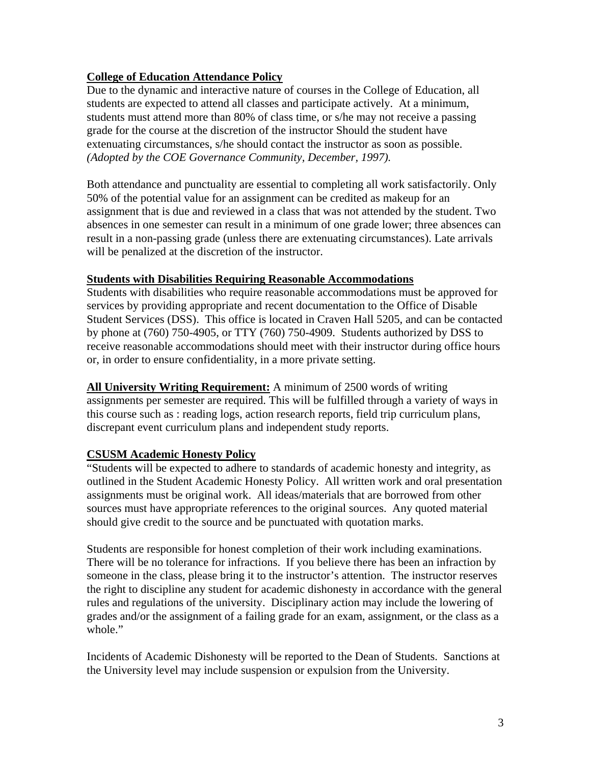**College of Education Attendance Policy**

Due to the dynamic and interactive nature of courses in the College of Education, all students are expected to attend all classes and participate actively. At a minimum, students must attend more than 80% of class time, or s/he may not receive a passing grade for the course at the discretion of the instructor Should the student have extenuating circumstances, s/he should contact the instructor as soon as possible. *(Adopted by the COE Governance Community, December, 1997).*

Both attendance and punctuality are essential to completing all work satisfactorily. Only 50% of the potential value for an assignment can be credited as makeup for an assignment that is due and reviewed in a class that was not attended by the student. Two absences in one semester can result in a minimum of one grade lower; three absences can result in a non-passing grade (unless there are extenuating circumstances). Late arrivals will be penalized at the discretion of the instructor.

**Students with Disabilities Requiring Reasonable Accommodations**

Students with disabilities who require reasonable accommodations must be approved for services by providing appropriate and recent documentation to the Office of Disable Student Services (DSS). This office is located in Craven Hall 5205, and can be contacted by phone at (760) 750-4905, or TTY (760) 750-4909. Students authorized by DSS to receive reasonable accommodations should meet with their instructor during office hours or, in order to ensure confidentiality, in a more private setting.

**All University Writing Requirement:** A minimum of 2500 words of writing assignments per semester are required. This will be fulfilled through a variety of ways in this course such as : reading logs, action research reports, field trip curriculum plans, discrepant event curriculum plans and independent study reports.

**CSUSM Academic Honesty Policy**

"Students will be expected to adhere to standards of academic honesty and integrity, as outlined in the Student Academic Honesty Policy. All written work and oral presentation assignments must be original work. All ideas/materials that are borrowed from other sources must have appropriate references to the original sources. Any quoted material should give credit to the source and be punctuated with quotation marks.

Students are responsible for honest completion of their work including examinations. There will be no tolerance for infractions. If you believe there has been an infraction by someone in the class, please bring it to the instructor's attention. The instructor reserves the right to discipline any student for academic dishonesty in accordance with the general rules and regulations of the university. Disciplinary action may include the lowering of grades and/or the assignment of a failing grade for an exam, assignment, or the class as a whole."

Incidents of Academic Dishonesty will be reported to the Dean of Students. Sanctions at the University level may include suspension or expulsion from the University.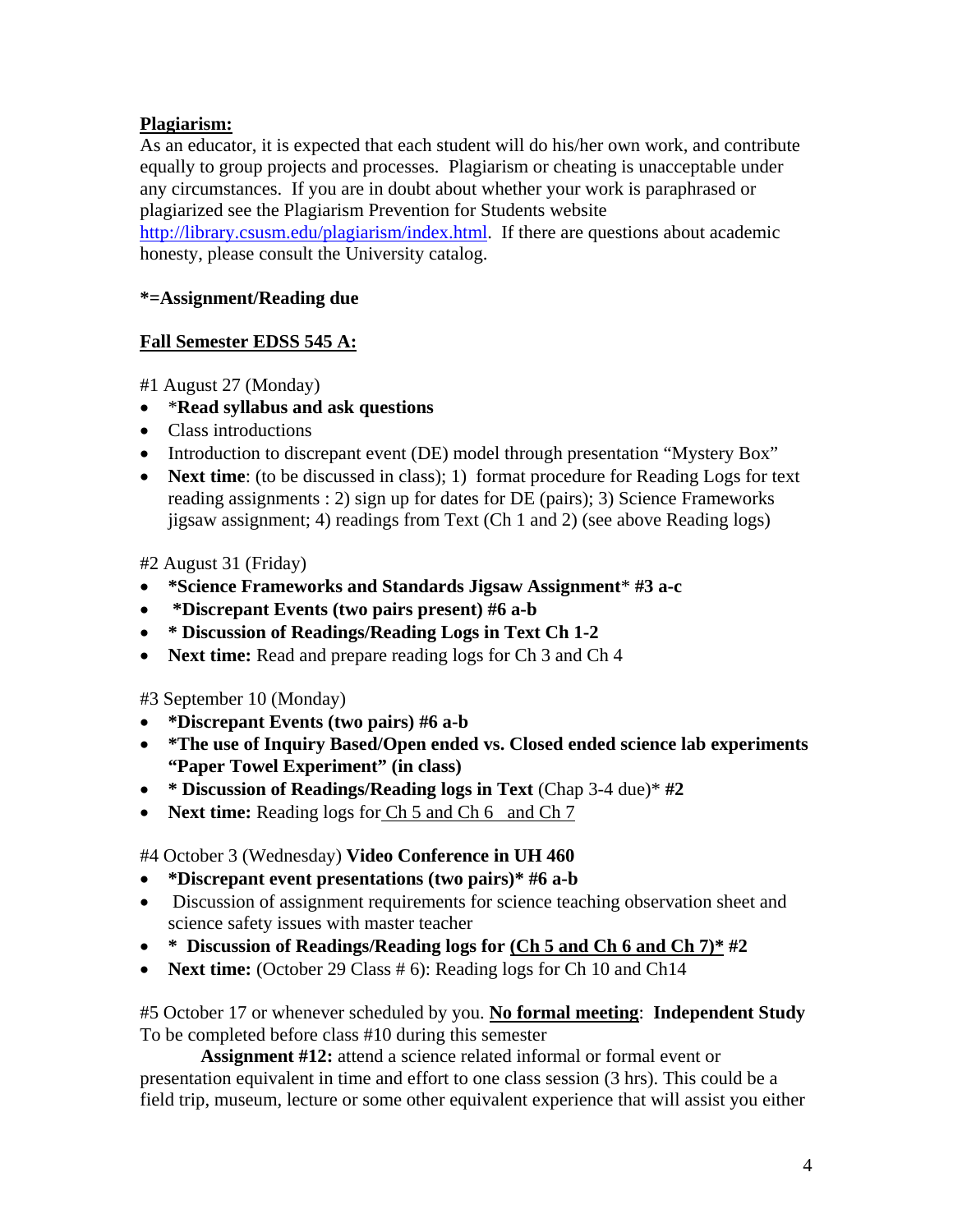**Plagiarism:**

As an educator, it is expected that each student will do his/her own work, and contribute equally to group projects and processes. Plagiarism or cheating is unacceptable under any circumstances. If you are in doubt about whether your work is paraphrased or plagiarized see the Plagiarism Prevention for Students website http://library.csusm.edu/plagiarism/index.html. If there are questions about academic honesty, please consult the University catalog.

**\*=Assignment/Reading due**

**Fall Semester EDSS 545 A:**

#1 August 27 (Monday)

- \***Read syllabus and ask questions**
- Class introductions
- Introduction to discrepant event (DE) model through presentation "Mystery Box"
- **Next time**: (to be discussed in class); 1) format procedure for Reading Logs for text reading assignments : 2) sign up for dates for DE (pairs); 3) Science Frameworks jigsaw assignment; 4) readings from Text (Ch 1 and 2) (see above Reading logs)

#2 August 31 (Friday)

- **\*Science Frameworks and Standards Jigsaw Assignment**\* **#3 a-c**
- **\*Discrepant Events (two pairs present) #6 a-b**
- **\* Discussion of Readings/Reading Logs in Text Ch 1-2**
- **Next time:** Read and prepare reading logs for Ch 3 and Ch 4

#3 September 10 (Monday)

- **\*Discrepant Events (two pairs) #6 a-b**
- **\*The use of Inquiry Based/Open ended vs. Closed ended science lab experiments "Paper Towel Experiment" (in class)**
- **\* Discussion of Readings/Reading logs in Text** (Chap 3-4 due)\* **#2**
- **Next time:** Reading logs for Ch 5 and Ch 6 and Ch 7

#4 October 3 (Wednesday) **Video Conference in UH 460**

- **\*Discrepant event presentations (two pairs)\* #6 a-b**
- Discussion of assignment requirements for science teaching observation sheet and science safety issues with master teacher
- **\* Discussion of Readings/Reading logs for (Ch 5 and Ch 6 and Ch 7)\* #2**
- **Next time:** (October 29 Class # 6): Reading logs for Ch 10 and Ch14

#5 October 17 or whenever scheduled by you. **No formal meeting**: **Independent Study** To be completed before class #10 during this semester

**Assignment #12:** attend a science related informal or formal event or presentation equivalent in time and effort to one class session (3 hrs). This could be a field trip, museum, lecture or some other equivalent experience that will assist you either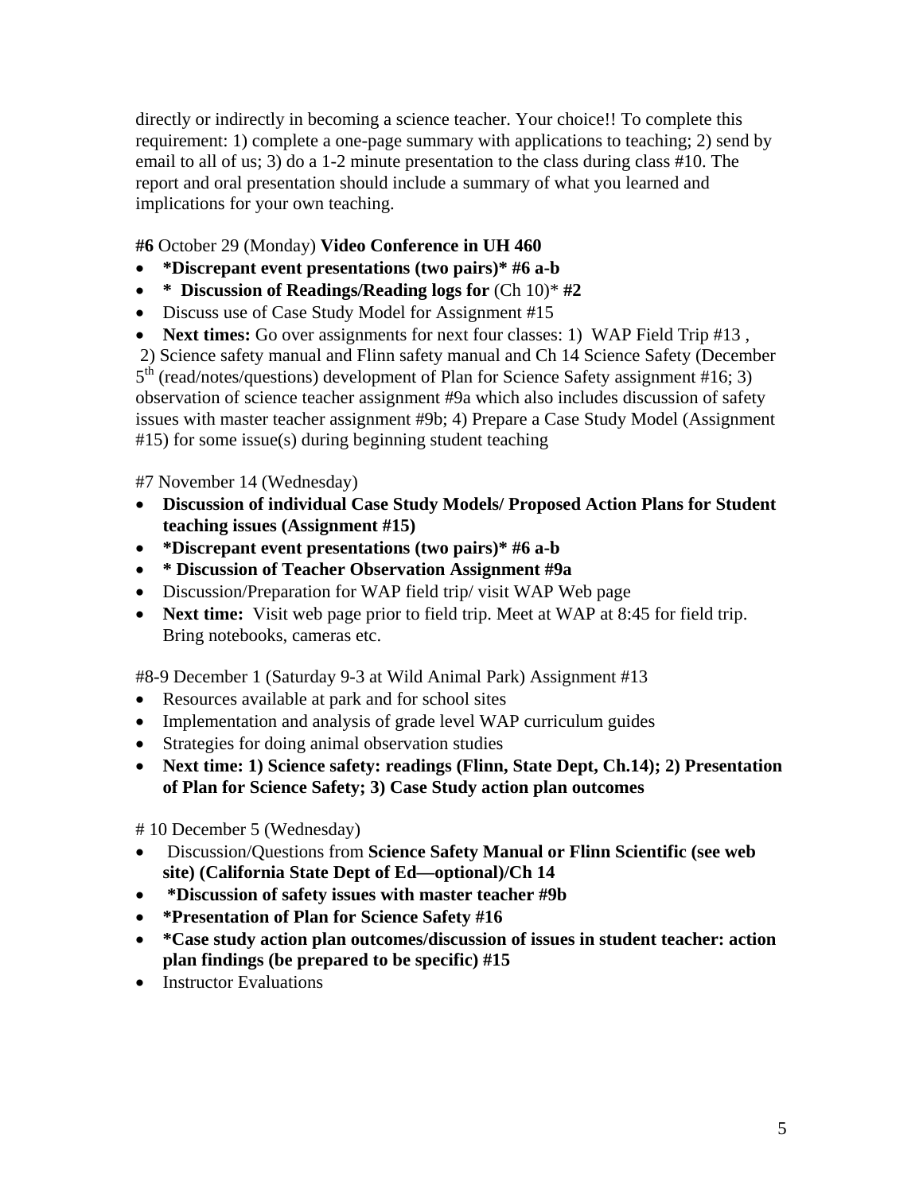directly or indirectly in becoming a science teacher. Your choice!! To complete this requirement: 1) complete a one-page summary with applications to teaching; 2) send by email to all of us; 3) do a 1-2 minute presentation to the class during class #10. The report and oral presentation should include a summary of what you learned and implications for your own teaching.

**#6** October 29 (Monday) **Video Conference in UH 460**

- ***Discrepant event presentations (two pairs)* #6 a-b**
- **\* Discussion of Readings/Reading logs for** (Ch 10)* **#2**
- Discuss use of Case Study Model for Assignment #15
- **Next times:** Go over assignments for next four classes: 1) WAP Field Trip #13 ,

2) Science safety manual and Flinn safety manual and Ch 14 Science Safety (December 5th (read/notes/questions) development of Plan for Science Safety assignment #16; 3) observation of science teacher assignment #9a which also includes discussion of safety issues with master teacher assignment #9b; 4) Prepare a Case Study Model (Assignment #15) for some issue(s) during beginning student teaching

#7 November 14 (Wednesday)

- **Discussion of individual Case Study Models/ Proposed Action Plans for Student teaching issues (Assignment #15)**
- ***Discrepant event presentations (two pairs)* #6 a-b**
- **\* Discussion of Teacher Observation Assignment #9a**
- Discussion/Preparation for WAP field trip/ visit WAP Web page
- **Next time:** Visit web page prior to field trip. Meet at WAP at 8:45 for field trip. Bring notebooks, cameras etc.

#8-9 December 1 (Saturday 9-3 at Wild Animal Park) Assignment #13

- Resources available at park and for school sites
- Implementation and analysis of grade level WAP curriculum guides
- Strategies for doing animal observation studies
- **Next time: 1) Science safety: readings (Flinn, State Dept, Ch.14); 2) Presentation of Plan for Science Safety; 3) Case Study action plan outcomes**

# 10 December 5 (Wednesday)

- Discussion/Questions from **Science Safety Manual or Flinn Scientific (see web site) (California State Dept of Ed—optional)/Ch 14**
- ***Discussion of safety issues with master teacher #9b**
- ***Presentation of Plan for Science Safety #16**
- ***Case study action plan outcomes/discussion of issues in student teacher: action plan findings (be prepared to be specific) #15**
- Instructor Evaluations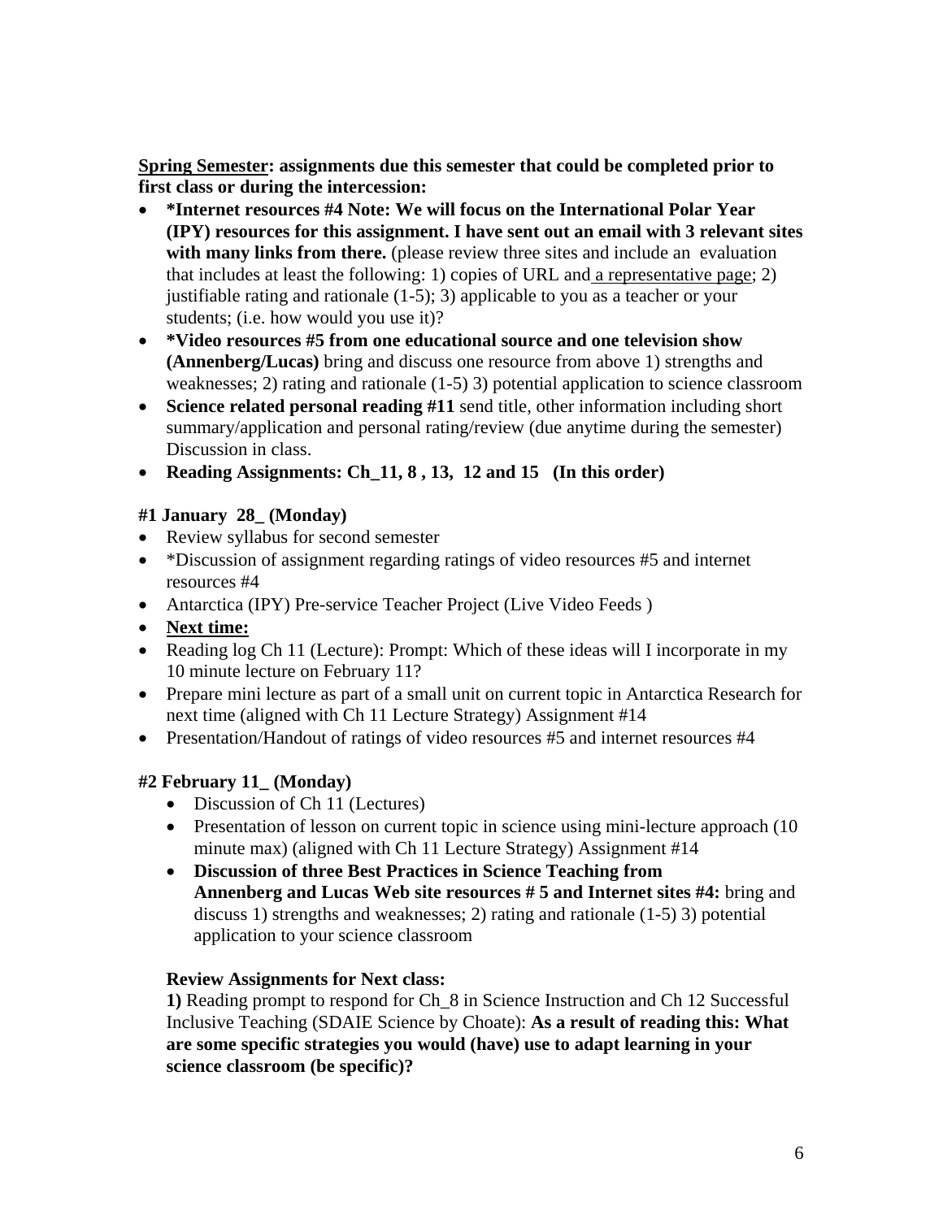**<u>Spring Semester</u>: assignments due this semester that could be completed prior to first class or during the intercession:**

- ***Internet resources #4 Note: We will focus on the International Polar Year (IPY) resources for this assignment. I have sent out an email with 3 relevant sites with many links from there.** (please review three sites and include an evaluation that includes at least the following: 1) copies of URL and <u>a representative page</u>; 2) justifiable rating and rationale (1-5); 3) applicable to you as a teacher or your students; (i.e. how would you use it)?
- ***Video resources #5 from one educational source and one television show (Annenberg/Lucas)** bring and discuss one resource from above 1) strengths and weaknesses; 2) rating and rationale (1-5) 3) potential application to science classroom
- **Science related personal reading #11** send title, other information including short summary/application and personal rating/review (due anytime during the semester) Discussion in class.
- **Reading Assignments: Ch_11, 8 , 13, 12 and 15 (In this order)**

**#1 January 28_ (Monday)**

- Review syllabus for second semester
- *Discussion of assignment regarding ratings of video resources #5 and internet resources #4
- Antarctica (IPY) Pre-service Teacher Project (Live Video Feeds )
- **<u>Next time:</u>**
- Reading log Ch 11 (Lecture): Prompt: Which of these ideas will I incorporate in my 10 minute lecture on February 11?
- Prepare mini lecture as part of a small unit on current topic in Antarctica Research for next time (aligned with Ch 11 Lecture Strategy) Assignment #14
- Presentation/Handout of ratings of video resources #5 and internet resources #4

**#2 February 11_ (Monday)**

- Discussion of Ch 11 (Lectures)
- Presentation of lesson on current topic in science using mini-lecture approach (10 minute max) (aligned with Ch 11 Lecture Strategy) Assignment #14
- **Discussion of three Best Practices in Science Teaching from Annenberg and Lucas Web site resources # 5 and Internet sites #4:** bring and discuss 1) strengths and weaknesses; 2) rating and rationale (1-5) 3) potential application to your science classroom

**Review Assignments for Next class:**

**1)** Reading prompt to respond for Ch_8 in Science Instruction and Ch 12 Successful Inclusive Teaching (SDAIE Science by Choate): **As a result of reading this: What are some specific strategies you would (have) use to adapt learning in your science classroom (be specific)?**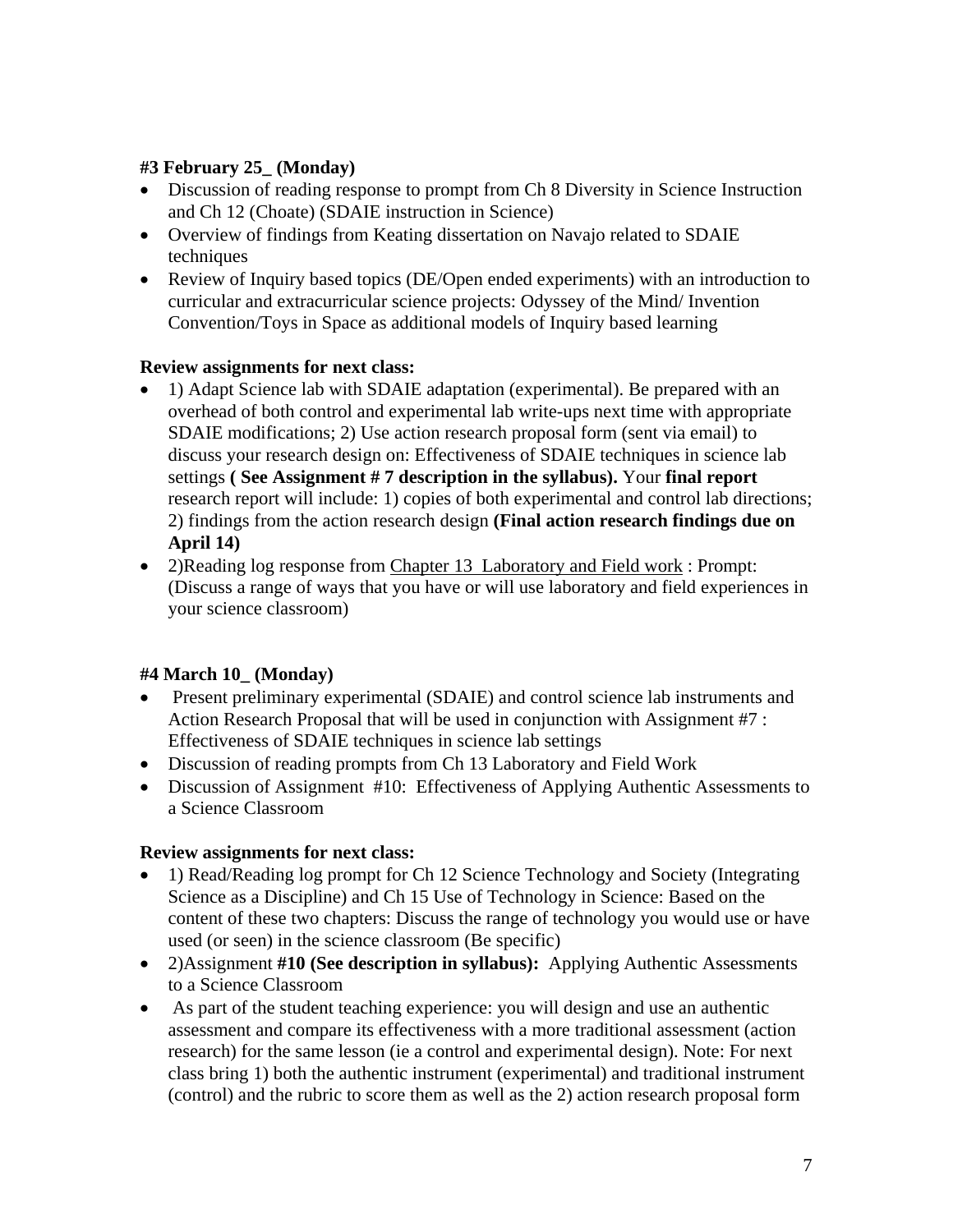**#3 February 25_ (Monday)**

- Discussion of reading response to prompt from Ch 8 Diversity in Science Instruction and Ch 12 (Choate) (SDAIE instruction in Science)
- Overview of findings from Keating dissertation on Navajo related to SDAIE techniques
- Review of Inquiry based topics (DE/Open ended experiments) with an introduction to curricular and extracurricular science projects: Odyssey of the Mind/ Invention Convention/Toys in Space as additional models of Inquiry based learning

**Review assignments for next class:**

- 1) Adapt Science lab with SDAIE adaptation (experimental). Be prepared with an overhead of both control and experimental lab write-ups next time with appropriate SDAIE modifications; 2) Use action research proposal form (sent via email) to discuss your research design on: Effectiveness of SDAIE techniques in science lab settings **( See Assignment # 7 description in the syllabus).** Your **final report** research report will include: 1) copies of both experimental and control lab directions; 2) findings from the action research design **(Final action research findings due on April 14)**
- 2)Reading log response from <u>Chapter 13 Laboratory and Field work</u> : Prompt: (Discuss a range of ways that you have or will use laboratory and field experiences in your science classroom)

**#4 March 10_ (Monday)**

- Present preliminary experimental (SDAIE) and control science lab instruments and Action Research Proposal that will be used in conjunction with Assignment #7 : Effectiveness of SDAIE techniques in science lab settings
- Discussion of reading prompts from Ch 13 Laboratory and Field Work
- Discussion of Assignment #10: Effectiveness of Applying Authentic Assessments to a Science Classroom

**Review assignments for next class:**

- 1) Read/Reading log prompt for Ch 12 Science Technology and Society (Integrating Science as a Discipline) and Ch 15 Use of Technology in Science: Based on the content of these two chapters: Discuss the range of technology you would use or have used (or seen) in the science classroom (Be specific)
- 2)Assignment **#10 (See description in syllabus):** Applying Authentic Assessments to a Science Classroom
- As part of the student teaching experience: you will design and use an authentic assessment and compare its effectiveness with a more traditional assessment (action research) for the same lesson (ie a control and experimental design). Note: For next class bring 1) both the authentic instrument (experimental) and traditional instrument (control) and the rubric to score them as well as the 2) action research proposal form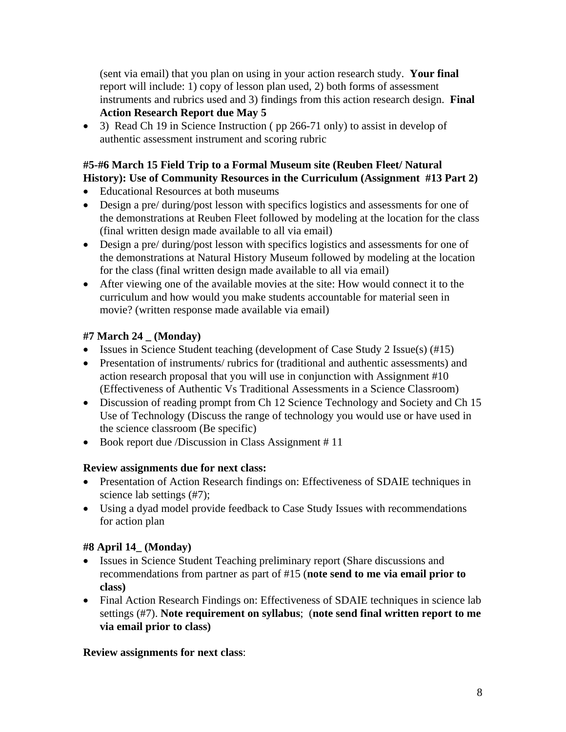(sent via email) that you plan on using in your action research study. **Your final** report will include: 1) copy of lesson plan used, 2) both forms of assessment instruments and rubrics used and 3) findings from this action research design. **Final Action Research Report due May 5**

- 3) Read Ch 19 in Science Instruction ( pp 266-71 only) to assist in develop of authentic assessment instrument and scoring rubric

**#5-#6 March 15 Field Trip to a Formal Museum site (Reuben Fleet/ Natural History): Use of Community Resources in the Curriculum (Assignment #13 Part 2)**

- Educational Resources at both museums
- Design a pre/ during/post lesson with specifics logistics and assessments for one of the demonstrations at Reuben Fleet followed by modeling at the location for the class (final written design made available to all via email)
- Design a pre/ during/post lesson with specifics logistics and assessments for one of the demonstrations at Natural History Museum followed by modeling at the location for the class (final written design made available to all via email)
- After viewing one of the available movies at the site: How would connect it to the curriculum and how would you make students accountable for material seen in movie? (written response made available via email)

**#7 March 24 _ (Monday)**

- Issues in Science Student teaching (development of Case Study 2 Issue(s) (#15)
- Presentation of instruments/ rubrics for (traditional and authentic assessments) and action research proposal that you will use in conjunction with Assignment #10 (Effectiveness of Authentic Vs Traditional Assessments in a Science Classroom)
- Discussion of reading prompt from Ch 12 Science Technology and Society and Ch 15 Use of Technology (Discuss the range of technology you would use or have used in the science classroom (Be specific)
- Book report due /Discussion in Class Assignment # 11

**Review assignments due for next class:**

- Presentation of Action Research findings on: Effectiveness of SDAIE techniques in science lab settings (#7);
- Using a dyad model provide feedback to Case Study Issues with recommendations for action plan

**#8 April 14_ (Monday)**

- Issues in Science Student Teaching preliminary report (Share discussions and recommendations from partner as part of #15 (**note send to me via email prior to class)**
- Final Action Research Findings on: Effectiveness of SDAIE techniques in science lab settings (#7). **Note requirement on syllabus**; (**note send final written report to me via email prior to class)**

**Review assignments for next class**: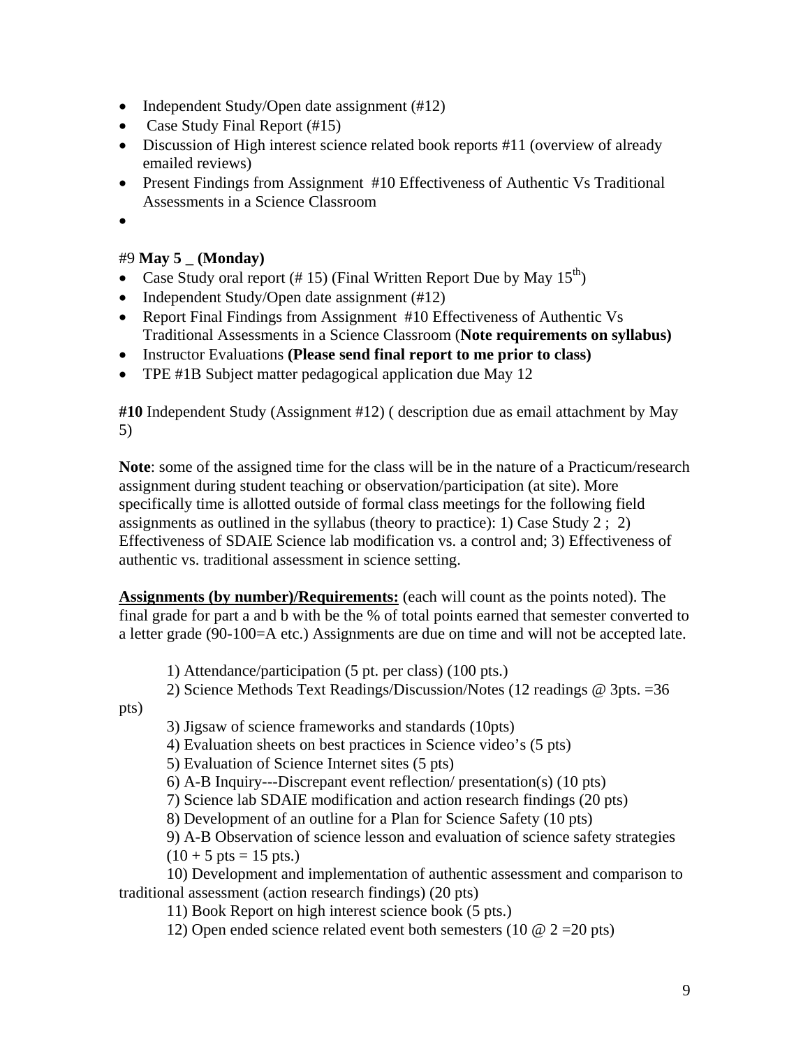- Independent Study/Open date assignment (#12)
- Case Study Final Report (#15)
- Discussion of High interest science related book reports #11 (overview of already emailed reviews)
- Present Findings from Assignment #10 Effectiveness of Authentic Vs Traditional Assessments in a Science Classroom
- 

#9 **May 5 _ (Monday)**

- Case Study oral report (# 15) (Final Written Report Due by May 15th)
- Independent Study/Open date assignment (#12)
- Report Final Findings from Assignment #10 Effectiveness of Authentic Vs Traditional Assessments in a Science Classroom (**Note requirements on syllabus)**
- Instructor Evaluations **(Please send final report to me prior to class)**
- TPE #1B Subject matter pedagogical application due May 12

**#10** Independent Study (Assignment #12) ( description due as email attachment by May 5)

**Note**: some of the assigned time for the class will be in the nature of a Practicum/research assignment during student teaching or observation/participation (at site). More specifically time is allotted outside of formal class meetings for the following field assignments as outlined in the syllabus (theory to practice): 1) Case Study 2 ; 2) Effectiveness of SDAIE Science lab modification vs. a control and; 3) Effectiveness of authentic vs. traditional assessment in science setting.

**Assignments (by number)/Requirements:** (each will count as the points noted). The final grade for part a and b with be the % of total points earned that semester converted to a letter grade (90-100=A etc.) Assignments are due on time and will not be accepted late.

1) Attendance/participation (5 pt. per class) (100 pts.)
2) Science Methods Text Readings/Discussion/Notes (12 readings @ 3pts. =36 pts)
3) Jigsaw of science frameworks and standards (10pts)
4) Evaluation sheets on best practices in Science video's (5 pts)
5) Evaluation of Science Internet sites (5 pts)
6) A-B Inquiry---Discrepant event reflection/ presentation(s) (10 pts)
7) Science lab SDAIE modification and action research findings (20 pts)
8) Development of an outline for a Plan for Science Safety (10 pts)
9) A-B Observation of science lesson and evaluation of science safety strategies (10 + 5 pts = 15 pts.)
10) Development and implementation of authentic assessment and comparison to traditional assessment (action research findings) (20 pts)
11) Book Report on high interest science book (5 pts.)
12) Open ended science related event both semesters (10 @ 2 =20 pts)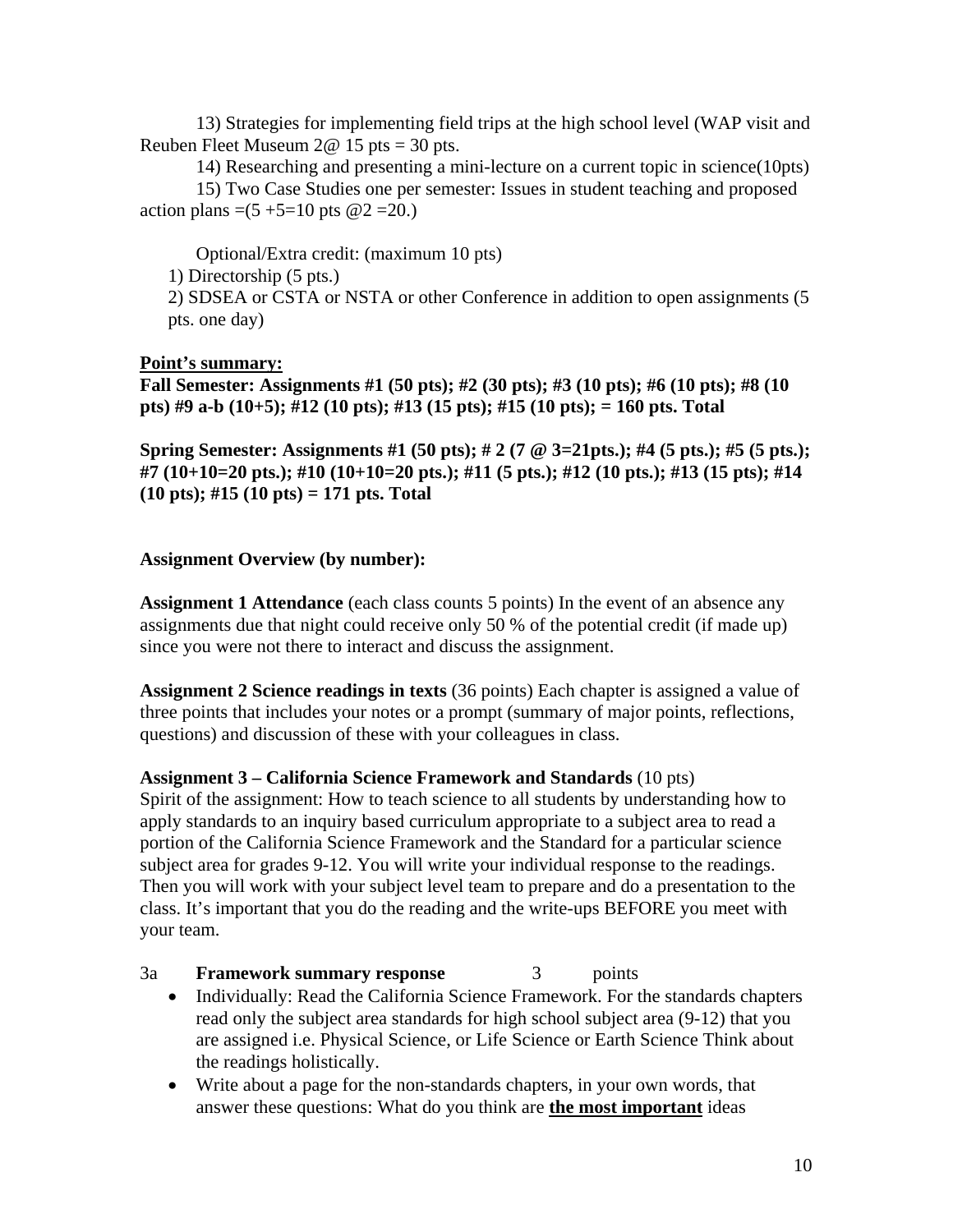13) Strategies for implementing field trips at the high school level (WAP visit and Reuben Fleet Museum 2@ 15 pts = 30 pts.

14) Researching and presenting a mini-lecture on a current topic in science(10pts)

15) Two Case Studies one per semester: Issues in student teaching and proposed action plans =(5 +5=10 pts @2 =20.)

Optional/Extra credit: (maximum 10 pts)

1) Directorship (5 pts.)
2) SDSEA or CSTA or NSTA or other Conference in addition to open assignments (5 pts. one day)

**Point's summary:**

**Fall Semester: Assignments #1 (50 pts); #2 (30 pts); #3 (10 pts); #6 (10 pts); #8 (10 pts) #9 a-b (10+5); #12 (10 pts); #13 (15 pts); #15 (10 pts); = 160 pts. Total**

**Spring Semester: Assignments #1 (50 pts); # 2 (7 @ 3=21pts.); #4 (5 pts.); #5 (5 pts.); #7 (10+10=20 pts.); #10 (10+10=20 pts.); #11 (5 pts.); #12 (10 pts.); #13 (15 pts); #14 (10 pts); #15 (10 pts) = 171 pts. Total**

**Assignment Overview (by number):**

**Assignment 1 Attendance** (each class counts 5 points) In the event of an absence any assignments due that night could receive only 50 % of the potential credit (if made up) since you were not there to interact and discuss the assignment.

**Assignment 2 Science readings in texts** (36 points) Each chapter is assigned a value of three points that includes your notes or a prompt (summary of major points, reflections, questions) and discussion of these with your colleagues in class.

**Assignment 3 – California Science Framework and Standards** (10 pts)
Spirit of the assignment: How to teach science to all students by understanding how to apply standards to an inquiry based curriculum appropriate to a subject area to read a portion of the California Science Framework and the Standard for a particular science subject area for grades 9-12. You will write your individual response to the readings. Then you will work with your subject level team to prepare and do a presentation to the class. It's important that you do the reading and the write-ups BEFORE you meet with your team.

3a **Framework summary response** 3 points

- Individually: Read the California Science Framework. For the standards chapters read only the subject area standards for high school subject area (9-12) that you are assigned i.e. Physical Science, or Life Science or Earth Science Think about the readings holistically.
- Write about a page for the non-standards chapters, in your own words, that answer these questions: What do you think are **<u>the most important</u>** ideas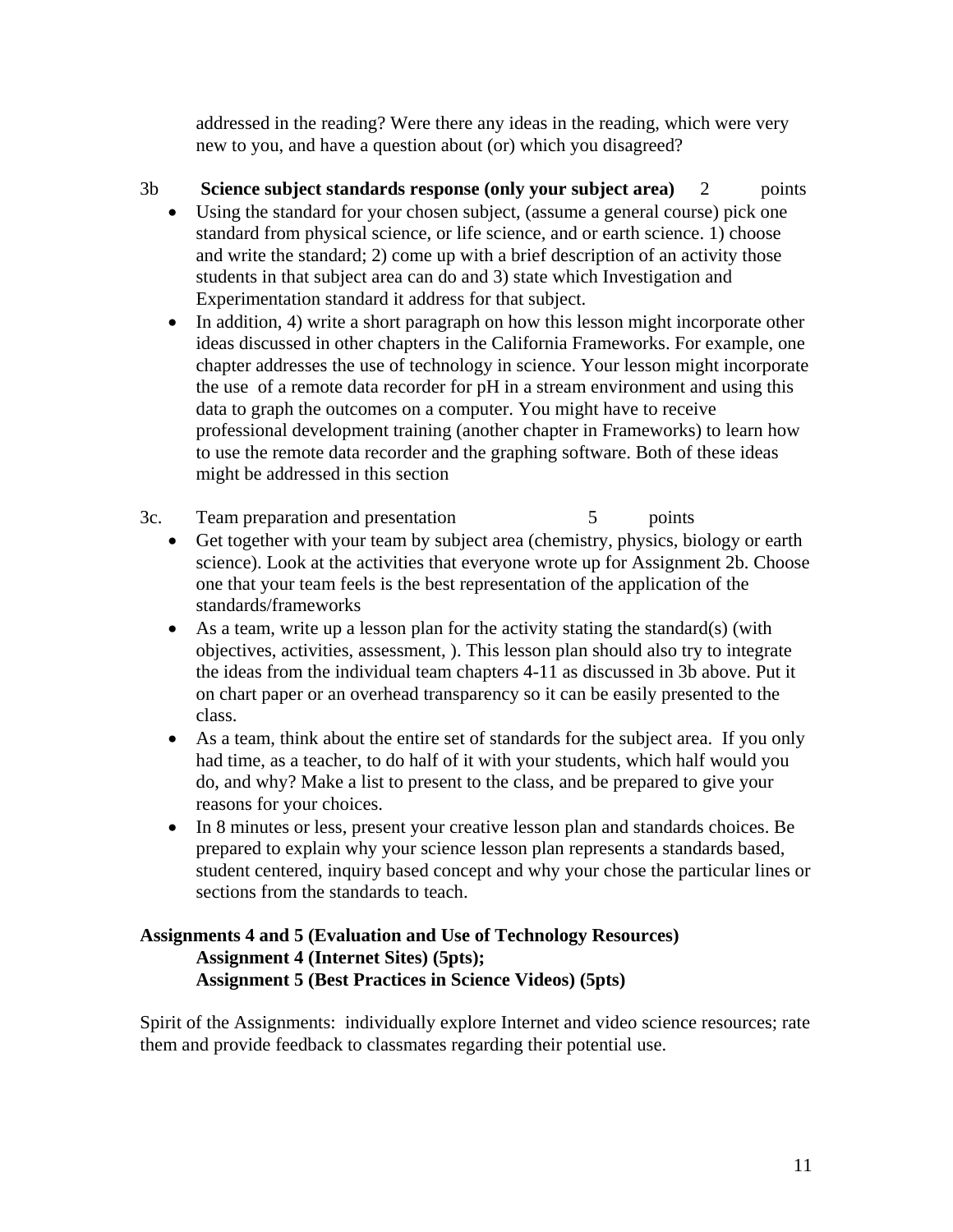addressed in the reading? Were there any ideas in the reading, which were very new to you, and have a question about (or) which you disagreed?

3b **Science subject standards response (only your subject area)** 2 points

- Using the standard for your chosen subject, (assume a general course) pick one standard from physical science, or life science, and or earth science. 1) choose and write the standard; 2) come up with a brief description of an activity those students in that subject area can do and 3) state which Investigation and Experimentation standard it address for that subject.
- In addition, 4) write a short paragraph on how this lesson might incorporate other ideas discussed in other chapters in the California Frameworks. For example, one chapter addresses the use of technology in science. Your lesson might incorporate the use of a remote data recorder for pH in a stream environment and using this data to graph the outcomes on a computer. You might have to receive professional development training (another chapter in Frameworks) to learn how to use the remote data recorder and the graphing software. Both of these ideas might be addressed in this section

3c. Team preparation and presentation 5 points

- Get together with your team by subject area (chemistry, physics, biology or earth science). Look at the activities that everyone wrote up for Assignment 2b. Choose one that your team feels is the best representation of the application of the standards/frameworks
- As a team, write up a lesson plan for the activity stating the standard(s) (with objectives, activities, assessment, ). This lesson plan should also try to integrate the ideas from the individual team chapters 4-11 as discussed in 3b above. Put it on chart paper or an overhead transparency so it can be easily presented to the class.
- As a team, think about the entire set of standards for the subject area. If you only had time, as a teacher, to do half of it with your students, which half would you do, and why? Make a list to present to the class, and be prepared to give your reasons for your choices.
- In 8 minutes or less, present your creative lesson plan and standards choices. Be prepared to explain why your science lesson plan represents a standards based, student centered, inquiry based concept and why your chose the particular lines or sections from the standards to teach.

**Assignments 4 and 5 (Evaluation and Use of Technology Resources)**
**Assignment 4 (Internet Sites) (5pts);**
**Assignment 5 (Best Practices in Science Videos) (5pts)**

Spirit of the Assignments: individually explore Internet and video science resources; rate them and provide feedback to classmates regarding their potential use.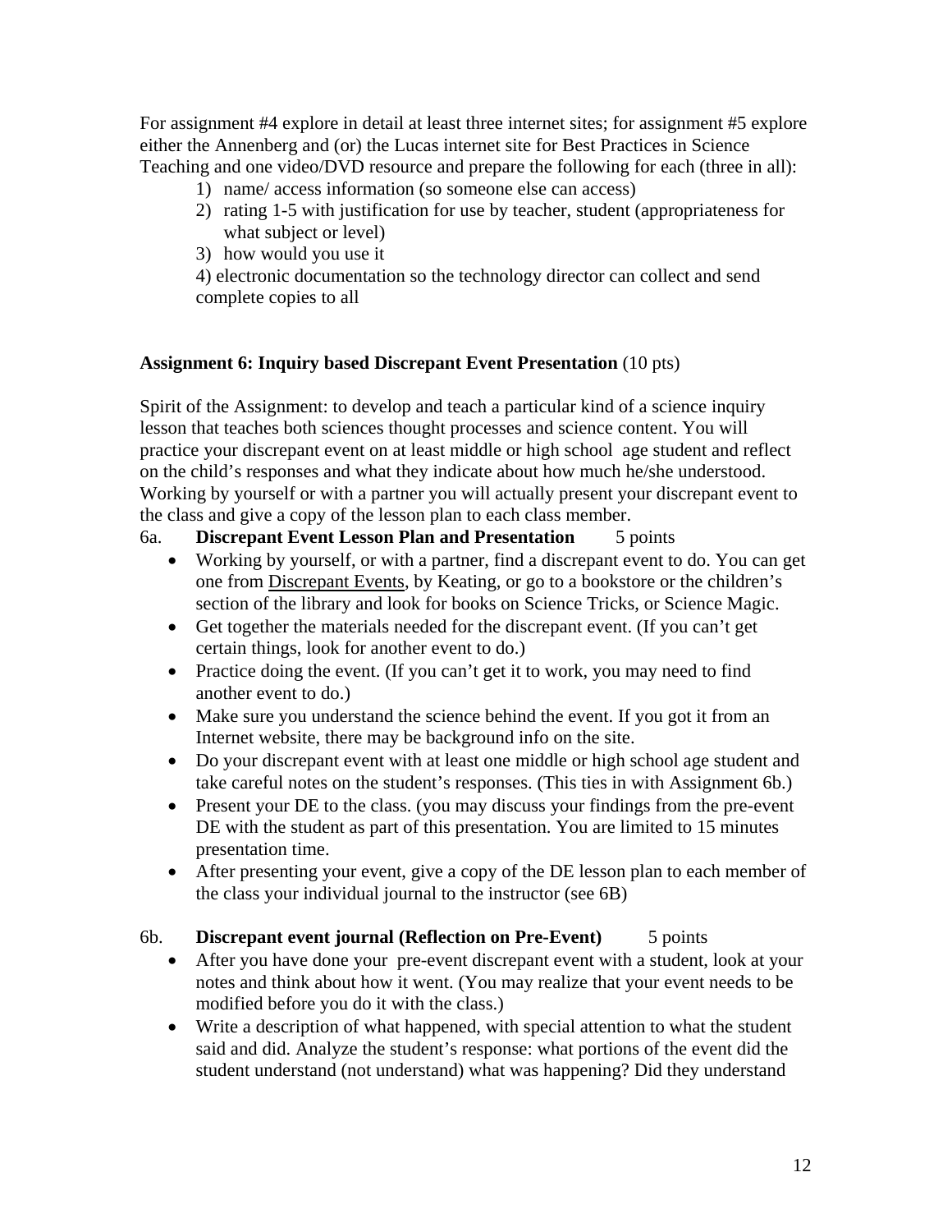For assignment #4 explore in detail at least three internet sites; for assignment #5 explore either the Annenberg and (or) the Lucas internet site for Best Practices in Science Teaching and one video/DVD resource and prepare the following for each (three in all):

1) name/ access information (so someone else can access)
2) rating 1-5 with justification for use by teacher, student (appropriateness for what subject or level)
3) how would you use it
4) electronic documentation so the technology director can collect and send complete copies to all

**Assignment 6: Inquiry based Discrepant Event Presentation** (10 pts)

Spirit of the Assignment: to develop and teach a particular kind of a science inquiry lesson that teaches both sciences thought processes and science content. You will practice your discrepant event on at least middle or high school age student and reflect on the child's responses and what they indicate about how much he/she understood. Working by yourself or with a partner you will actually present your discrepant event to the class and give a copy of the lesson plan to each class member.

6a. **Discrepant Event Lesson Plan and Presentation** 5 points

- Working by yourself, or with a partner, find a discrepant event to do. You can get one from Discrepant Events, by Keating, or go to a bookstore or the children's section of the library and look for books on Science Tricks, or Science Magic.
- Get together the materials needed for the discrepant event. (If you can't get certain things, look for another event to do.)
- Practice doing the event. (If you can't get it to work, you may need to find another event to do.)
- Make sure you understand the science behind the event. If you got it from an Internet website, there may be background info on the site.
- Do your discrepant event with at least one middle or high school age student and take careful notes on the student's responses. (This ties in with Assignment 6b.)
- Present your DE to the class. (you may discuss your findings from the pre-event DE with the student as part of this presentation. You are limited to 15 minutes presentation time.
- After presenting your event, give a copy of the DE lesson plan to each member of the class your individual journal to the instructor (see 6B)

6b. **Discrepant event journal (Reflection on Pre-Event)** 5 points

- After you have done your pre-event discrepant event with a student, look at your notes and think about how it went. (You may realize that your event needs to be modified before you do it with the class.)
- Write a description of what happened, with special attention to what the student said and did. Analyze the student's response: what portions of the event did the student understand (not understand) what was happening? Did they understand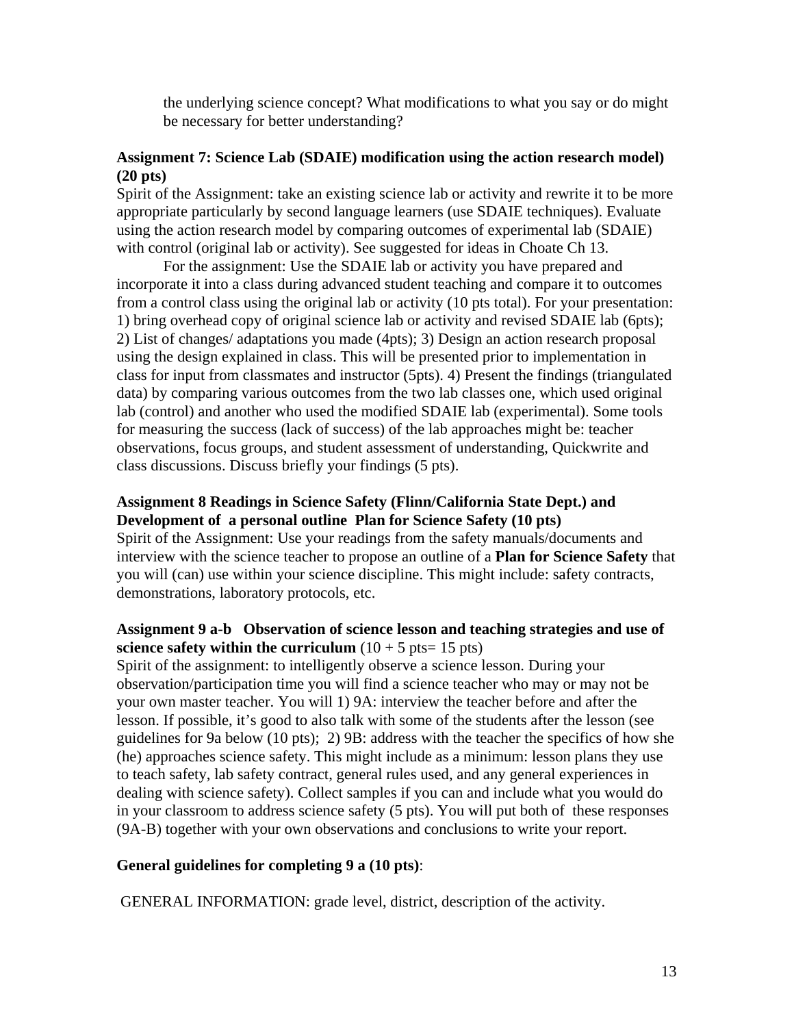the underlying science concept? What modifications to what you say or do might be necessary for better understanding?

**Assignment 7: Science Lab (SDAIE) modification using the action research model) (20 pts)**

Spirit of the Assignment: take an existing science lab or activity and rewrite it to be more appropriate particularly by second language learners (use SDAIE techniques). Evaluate using the action research model by comparing outcomes of experimental lab (SDAIE) with control (original lab or activity). See suggested for ideas in Choate Ch 13.

For the assignment: Use the SDAIE lab or activity you have prepared and incorporate it into a class during advanced student teaching and compare it to outcomes from a control class using the original lab or activity (10 pts total). For your presentation: 1) bring overhead copy of original science lab or activity and revised SDAIE lab (6pts); 2) List of changes/ adaptations you made (4pts); 3) Design an action research proposal using the design explained in class. This will be presented prior to implementation in class for input from classmates and instructor (5pts). 4) Present the findings (triangulated data) by comparing various outcomes from the two lab classes one, which used original lab (control) and another who used the modified SDAIE lab (experimental). Some tools for measuring the success (lack of success) of the lab approaches might be: teacher observations, focus groups, and student assessment of understanding, Quickwrite and class discussions. Discuss briefly your findings (5 pts).

**Assignment 8 Readings in Science Safety (Flinn/California State Dept.) and Development of a personal outline Plan for Science Safety (10 pts)**

Spirit of the Assignment: Use your readings from the safety manuals/documents and interview with the science teacher to propose an outline of a **Plan for Science Safety** that you will (can) use within your science discipline. This might include: safety contracts, demonstrations, laboratory protocols, etc.

**Assignment 9 a-b Observation of science lesson and teaching strategies and use of science safety within the curriculum** (10 + 5 pts= 15 pts)

Spirit of the assignment: to intelligently observe a science lesson. During your observation/participation time you will find a science teacher who may or may not be your own master teacher. You will 1) 9A: interview the teacher before and after the lesson. If possible, it's good to also talk with some of the students after the lesson (see guidelines for 9a below (10 pts); 2) 9B: address with the teacher the specifics of how she (he) approaches science safety. This might include as a minimum: lesson plans they use to teach safety, lab safety contract, general rules used, and any general experiences in dealing with science safety). Collect samples if you can and include what you would do in your classroom to address science safety (5 pts). You will put both of these responses (9A-B) together with your own observations and conclusions to write your report.

**General guidelines for completing 9 a (10 pts)**:

GENERAL INFORMATION: grade level, district, description of the activity.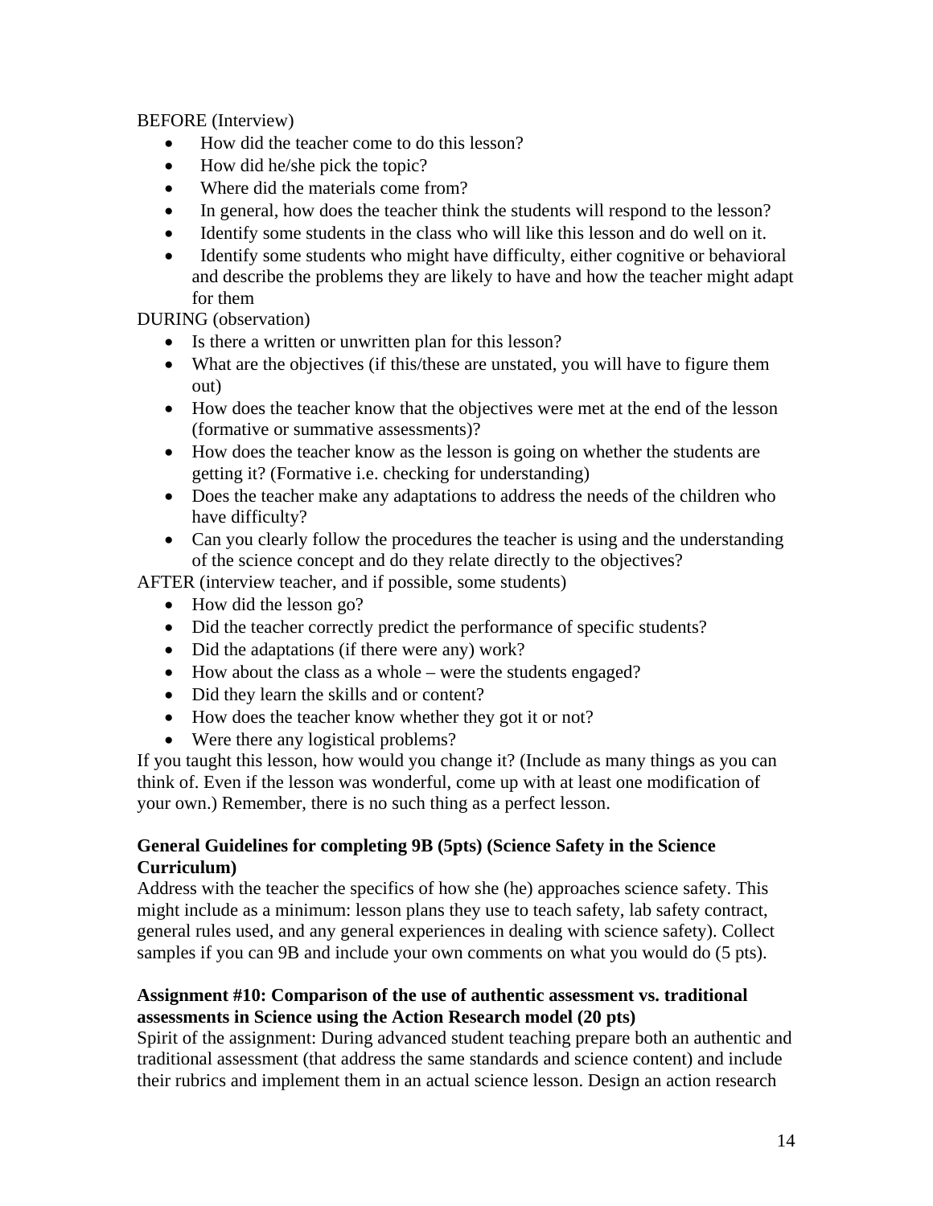BEFORE (Interview)

- How did the teacher come to do this lesson?
- How did he/she pick the topic?
- Where did the materials come from?
- In general, how does the teacher think the students will respond to the lesson?
- Identify some students in the class who will like this lesson and do well on it.
- Identify some students who might have difficulty, either cognitive or behavioral and describe the problems they are likely to have and how the teacher might adapt for them

DURING (observation)

- Is there a written or unwritten plan for this lesson?
- What are the objectives (if this/these are unstated, you will have to figure them out)
- How does the teacher know that the objectives were met at the end of the lesson (formative or summative assessments)?
- How does the teacher know as the lesson is going on whether the students are getting it? (Formative i.e. checking for understanding)
- Does the teacher make any adaptations to address the needs of the children who have difficulty?
- Can you clearly follow the procedures the teacher is using and the understanding of the science concept and do they relate directly to the objectives?

AFTER (interview teacher, and if possible, some students)

- How did the lesson go?
- Did the teacher correctly predict the performance of specific students?
- Did the adaptations (if there were any) work?
- How about the class as a whole – were the students engaged?
- Did they learn the skills and or content?
- How does the teacher know whether they got it or not?
- Were there any logistical problems?

If you taught this lesson, how would you change it? (Include as many things as you can think of. Even if the lesson was wonderful, come up with at least one modification of your own.) Remember, there is no such thing as a perfect lesson.

**General Guidelines for completing 9B (5pts) (Science Safety in the Science Curriculum)**

Address with the teacher the specifics of how she (he) approaches science safety. This might include as a minimum: lesson plans they use to teach safety, lab safety contract, general rules used, and any general experiences in dealing with science safety). Collect samples if you can 9B and include your own comments on what you would do (5 pts).

**Assignment #10: Comparison of the use of authentic assessment vs. traditional assessments in Science using the Action Research model (20 pts)**

Spirit of the assignment: During advanced student teaching prepare both an authentic and traditional assessment (that address the same standards and science content) and include their rubrics and implement them in an actual science lesson. Design an action research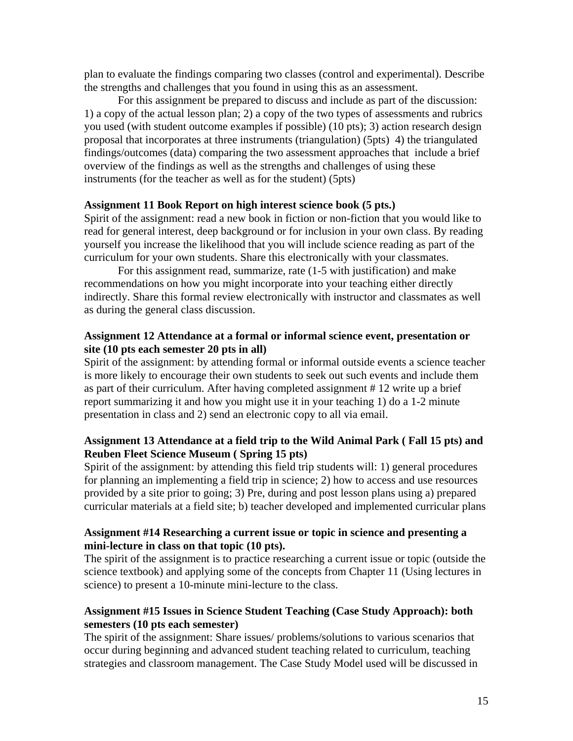plan to evaluate the findings comparing two classes (control and experimental). Describe the strengths and challenges that you found in using this as an assessment.

For this assignment be prepared to discuss and include as part of the discussion: 1) a copy of the actual lesson plan; 2) a copy of the two types of assessments and rubrics you used (with student outcome examples if possible) (10 pts); 3) action research design proposal that incorporates at three instruments (triangulation) (5pts) 4) the triangulated findings/outcomes (data) comparing the two assessment approaches that include a brief overview of the findings as well as the strengths and challenges of using these instruments (for the teacher as well as for the student) (5pts)

**Assignment 11 Book Report on high interest science book (5 pts.)**

Spirit of the assignment: read a new book in fiction or non-fiction that you would like to read for general interest, deep background or for inclusion in your own class. By reading yourself you increase the likelihood that you will include science reading as part of the curriculum for your own students. Share this electronically with your classmates.

For this assignment read, summarize, rate (1-5 with justification) and make recommendations on how you might incorporate into your teaching either directly indirectly. Share this formal review electronically with instructor and classmates as well as during the general class discussion.

**Assignment 12 Attendance at a formal or informal science event, presentation or site (10 pts each semester 20 pts in all)**

Spirit of the assignment: by attending formal or informal outside events a science teacher is more likely to encourage their own students to seek out such events and include them as part of their curriculum. After having completed assignment # 12 write up a brief report summarizing it and how you might use it in your teaching 1) do a 1-2 minute presentation in class and 2) send an electronic copy to all via email.

**Assignment 13 Attendance at a field trip to the Wild Animal Park ( Fall 15 pts) and Reuben Fleet Science Museum ( Spring 15 pts)**

Spirit of the assignment: by attending this field trip students will: 1) general procedures for planning an implementing a field trip in science; 2) how to access and use resources provided by a site prior to going; 3) Pre, during and post lesson plans using a) prepared curricular materials at a field site; b) teacher developed and implemented curricular plans

**Assignment #14 Researching a current issue or topic in science and presenting a mini-lecture in class on that topic (10 pts).**

The spirit of the assignment is to practice researching a current issue or topic (outside the science textbook) and applying some of the concepts from Chapter 11 (Using lectures in science) to present a 10-minute mini-lecture to the class.

**Assignment #15 Issues in Science Student Teaching (Case Study Approach): both semesters (10 pts each semester)**

The spirit of the assignment: Share issues/ problems/solutions to various scenarios that occur during beginning and advanced student teaching related to curriculum, teaching strategies and classroom management. The Case Study Model used will be discussed in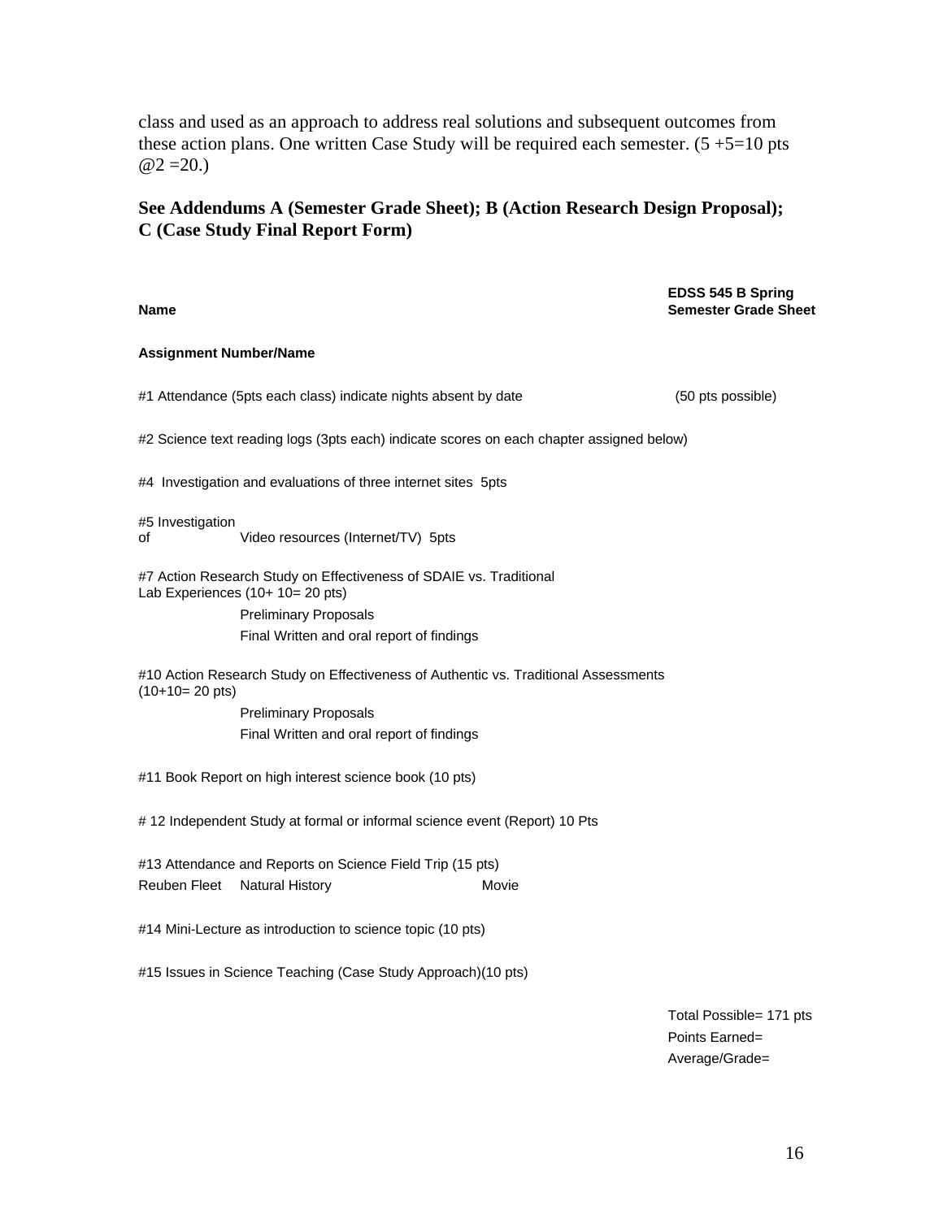class and used as an approach to address real solutions and subsequent outcomes from these action plans. One written Case Study will be required each semester. (5 +5=10 pts @2 =20.)

**See Addendums A (Semester Grade Sheet); B (Action Research Design Proposal); C (Case Study Final Report Form)**

**Name** **EDSS 545 B Spring Semester Grade Sheet**

**Assignment Number/Name**

#1 Attendance (5pts each class) indicate nights absent by date (50 pts possible)

#2 Science text reading logs (3pts each) indicate scores on each chapter assigned below)

#4 Investigation and evaluations of three internet sites 5pts

#5 Investigation of Video resources (Internet/TV) 5pts

#7 Action Research Study on Effectiveness of SDAIE vs. Traditional Lab Experiences (10+ 10= 20 pts)

- Preliminary Proposals
- Final Written and oral report of findings

#10 Action Research Study on Effectiveness of Authentic vs. Traditional Assessments (10+10= 20 pts)

- Preliminary Proposals
- Final Written and oral report of findings

#11 Book Report on high interest science book (10 pts)

# 12 Independent Study at formal or informal science event (Report) 10 Pts

#13 Attendance and Reports on Science Field Trip (15 pts)

Reuben Fleet Natural History Movie

#14 Mini-Lecture as introduction to science topic (10 pts)

#15 Issues in Science Teaching (Case Study Approach)(10 pts)

Total Possible= 171 pts

Points Earned=

Average/Grade=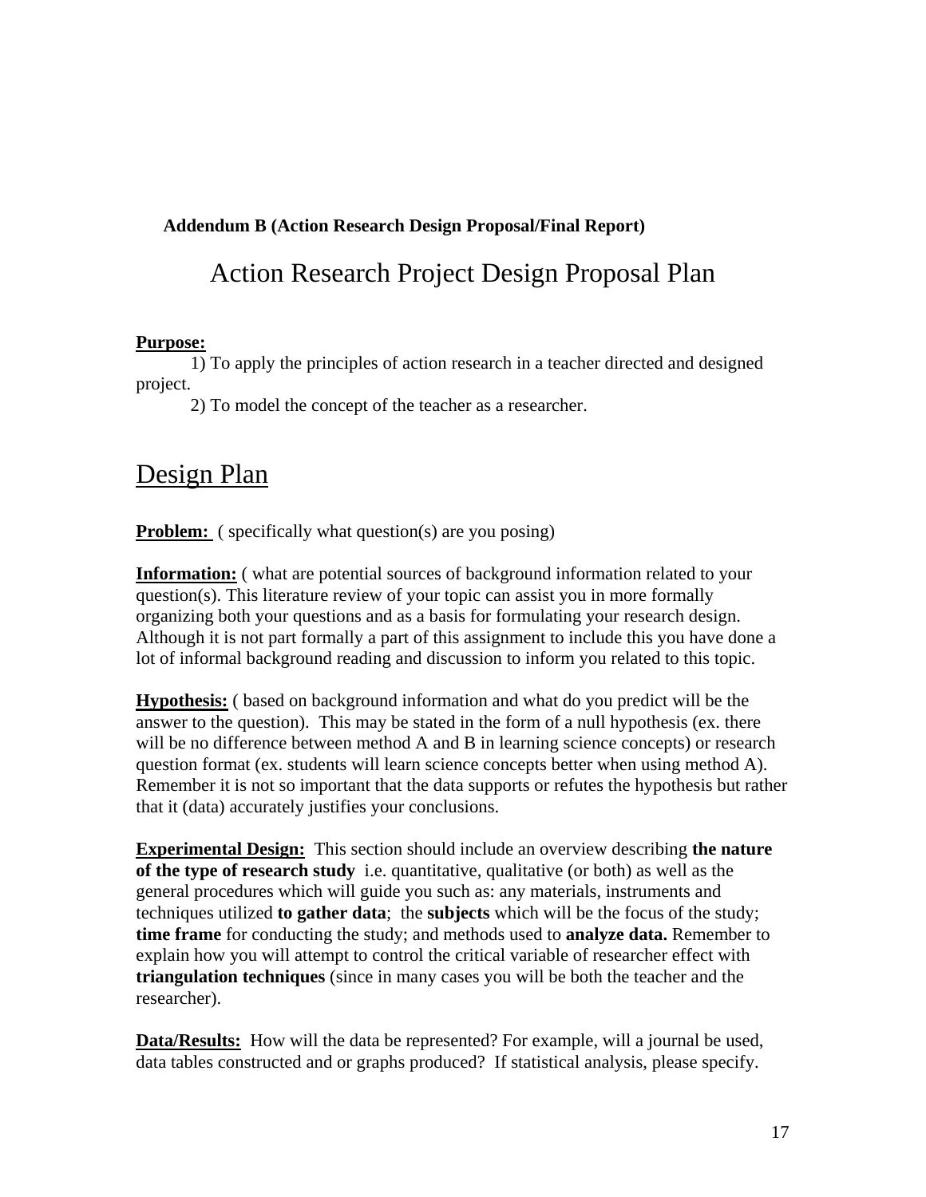**Addendum B (Action Research Design Proposal/Final Report)**

# Action Research Project Design Proposal Plan

**Purpose:**

1) To apply the principles of action research in a teacher directed and designed project.

2) To model the concept of the teacher as a researcher.

## Design Plan

**Problem:** ( specifically what question(s) are you posing)

**Information:** ( what are potential sources of background information related to your question(s). This literature review of your topic can assist you in more formally organizing both your questions and as a basis for formulating your research design. Although it is not part formally a part of this assignment to include this you have done a lot of informal background reading and discussion to inform you related to this topic.

**Hypothesis:** ( based on background information and what do you predict will be the answer to the question). This may be stated in the form of a null hypothesis (ex. there will be no difference between method A and B in learning science concepts) or research question format (ex. students will learn science concepts better when using method A). Remember it is not so important that the data supports or refutes the hypothesis but rather that it (data) accurately justifies your conclusions.

**Experimental Design:** This section should include an overview describing **the nature of the type of research study** i.e. quantitative, qualitative (or both) as well as the general procedures which will guide you such as: any materials, instruments and techniques utilized **to gather data**; the **subjects** which will be the focus of the study; **time frame** for conducting the study; and methods used to **analyze data.** Remember to explain how you will attempt to control the critical variable of researcher effect with **triangulation techniques** (since in many cases you will be both the teacher and the researcher).

**Data/Results:** How will the data be represented? For example, will a journal be used, data tables constructed and or graphs produced? If statistical analysis, please specify.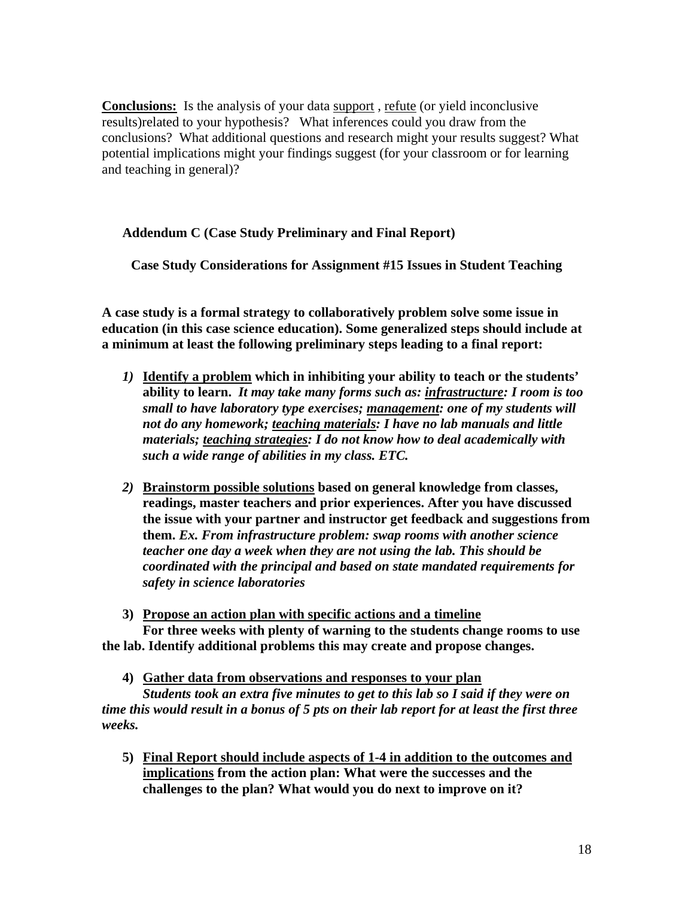**<u>Conclusions:</u>** Is the analysis of your data <u>support</u> , <u>refute</u> (or yield inconclusive results)related to your hypothesis? What inferences could you draw from the conclusions? What additional questions and research might your results suggest? What potential implications might your findings suggest (for your classroom or for learning and teaching in general)?

**Addendum C (Case Study Preliminary and Final Report)**

**Case Study Considerations for Assignment #15 Issues in Student Teaching**

**A case study is a formal strategy to collaboratively problem solve some issue in education (in this case science education). Some generalized steps should include at a minimum at least the following preliminary steps leading to a final report:**

1) **<u>Identify a problem</u> which in inhibiting your ability to teach or the students' ability to learn.** ***It may take many forms such as: <u>infrastructure</u>: I room is too small to have laboratory type exercises; <u>management</u>: one of my students will not do any homework; <u>teaching materials</u>: I have no lab manuals and little materials; <u>teaching strategies</u>: I do not know how to deal academically with such a wide range of abilities in my class. ETC.***

2) **<u>Brainstorm possible solutions</u> based on general knowledge from classes, readings, master teachers and prior experiences. After you have discussed the issue with your partner and instructor get feedback and suggestions from them.** ***Ex. From infrastructure problem: swap rooms with another science teacher one day a week when they are not using the lab. This should be coordinated with the principal and based on state mandated requirements for safety in science laboratories***

3) **<u>Propose an action plan with specific actions and a timeline</u>**
 **For three weeks with plenty of warning to the students change rooms to use the lab. Identify additional problems this may create and propose changes.**

4) **<u>Gather data from observations and responses to your plan</u>**
 ***Students took an extra five minutes to get to this lab so I said if they were on time this would result in a bonus of 5 pts on their lab report for at least the first three weeks.***

5) **<u>Final Report should include aspects of 1-4 in addition to the outcomes and implications</u> from the action plan: What were the successes and the challenges to the plan? What would you do next to improve on it?**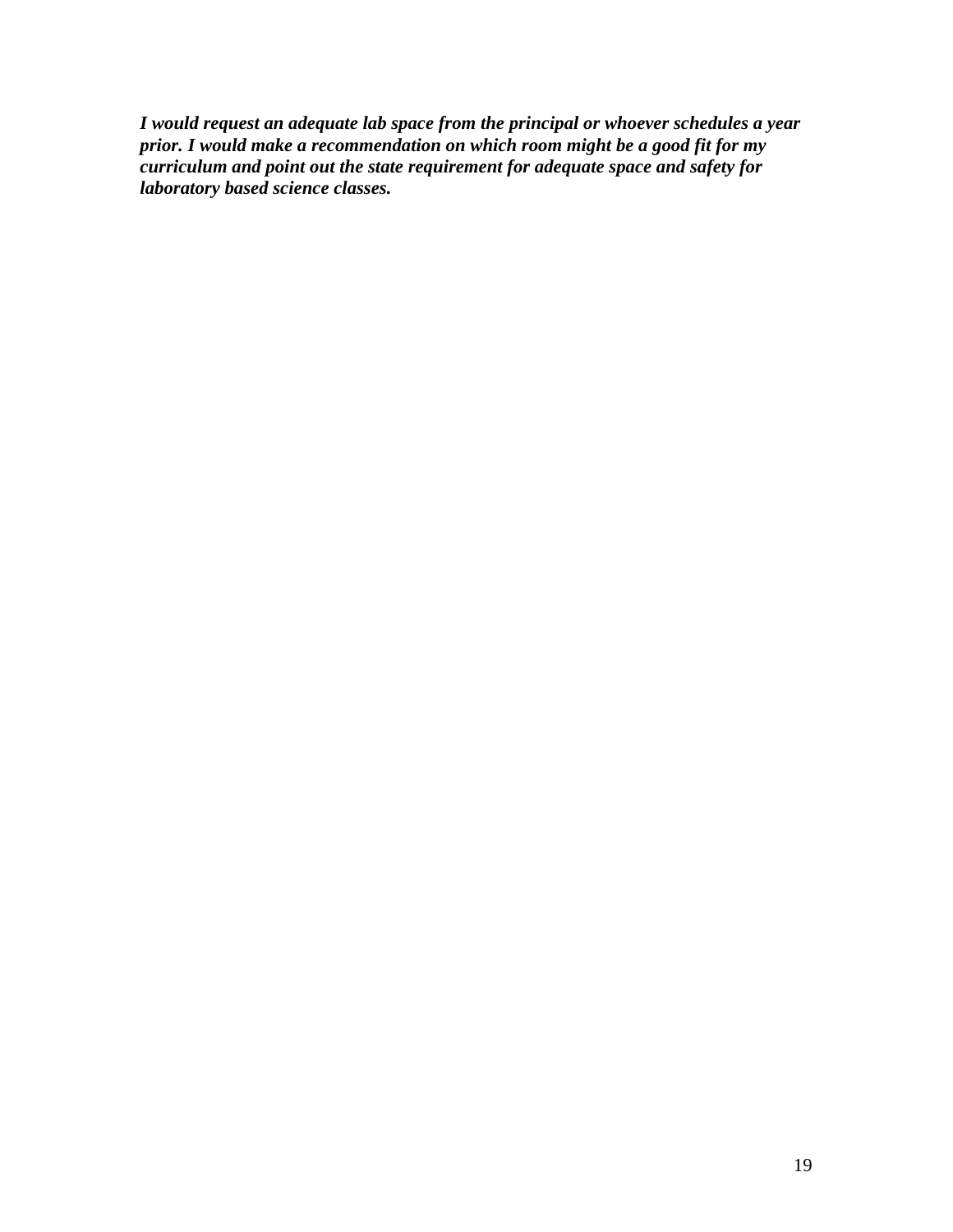***I would request an adequate lab space from the principal or whoever schedules a year prior. I would make a recommendation on which room might be a good fit for my curriculum and point out the state requirement for adequate space and safety for laboratory based science classes.***